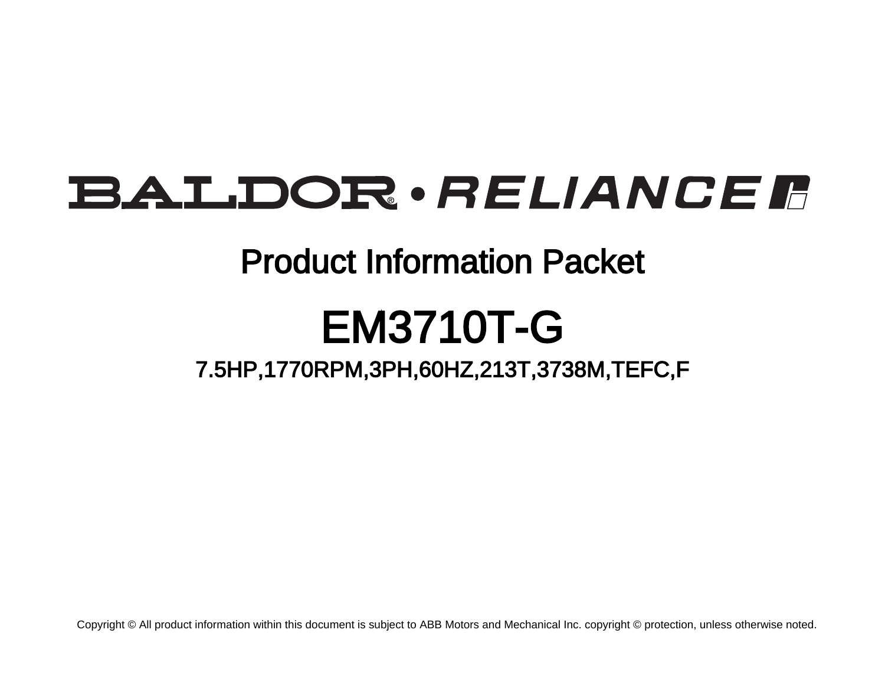BALDOR • RELIANCE

# Product Information Packet

# EM3710T-G

## 7.5HP,1770RPM,3PH,60HZ,213T,3738M,TEFC,F

Copyright © All product information within this document is subject to ABB Motors and Mechanical Inc. copyright © protection, unless otherwise noted.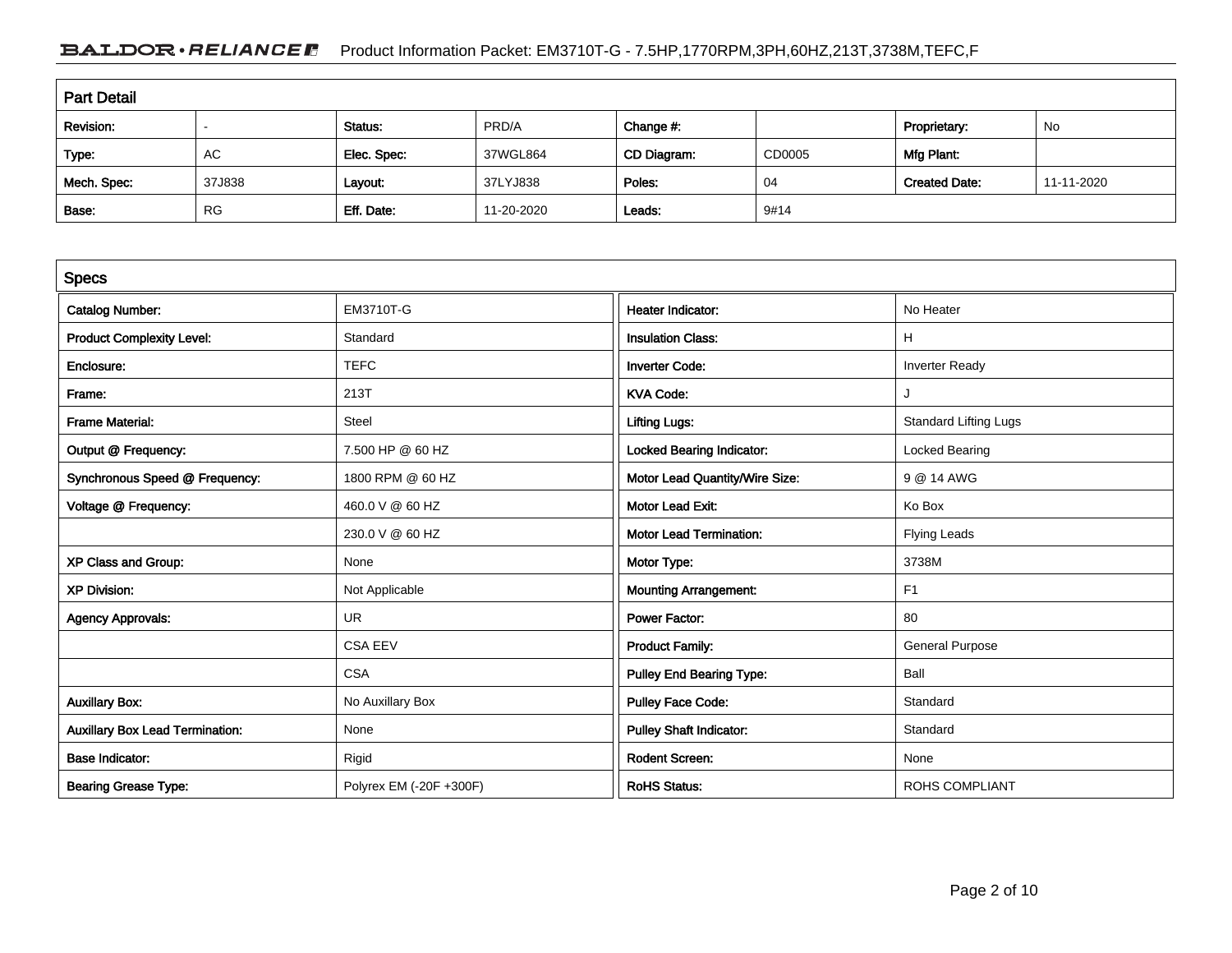## Part Detail

| Revision: | - | Status: | PRD/A | Change #: | | Proprietary: | No |
|---|---|---|---|---|---|---|---|
| Type: | AC | Elec. Spec: | 37WGL864 | CD Diagram: | CD0005 | Mfg Plant: | |
| Mech. Spec: | 37J838 | Layout: | 37LYJ838 | Poles: | 04 | Created Date: | 11-11-2020 |
| Base: | RG | Eff. Date: | 11-20-2020 | Leads: | 9#14 | | |

## Specs

| | | | |
|---|---|---|---|
| Catalog Number: | EM3710T-G | Heater Indicator: | No Heater |
| Product Complexity Level: | Standard | Insulation Class: | H |
| Enclosure: | TEFC | Inverter Code: | Inverter Ready |
| Frame: | 213T | KVA Code: | J |
| Frame Material: | Steel | Lifting Lugs: | Standard Lifting Lugs |
| Output @ Frequency: | 7.500 HP @ 60 HZ | Locked Bearing Indicator: | Locked Bearing |
| Synchronous Speed @ Frequency: | 1800 RPM @ 60 HZ | Motor Lead Quantity/Wire Size: | 9 @ 14 AWG |
| Voltage @ Frequency: | 460.0 V @ 60 HZ | Motor Lead Exit: | Ko Box |
| | 230.0 V @ 60 HZ | Motor Lead Termination: | Flying Leads |
| XP Class and Group: | None | Motor Type: | 3738M |
| XP Division: | Not Applicable | Mounting Arrangement: | F1 |
| Agency Approvals: | UR | Power Factor: | 80 |
| | CSA EEV | Product Family: | General Purpose |
| | CSA | Pulley End Bearing Type: | Ball |
| Auxillary Box: | No Auxillary Box | Pulley Face Code: | Standard |
| Auxillary Box Lead Termination: | None | Pulley Shaft Indicator: | Standard |
| Base Indicator: | Rigid | Rodent Screen: | None |
| Bearing Grease Type: | Polyrex EM (-20F +300F) | RoHS Status: | ROHS COMPLIANT |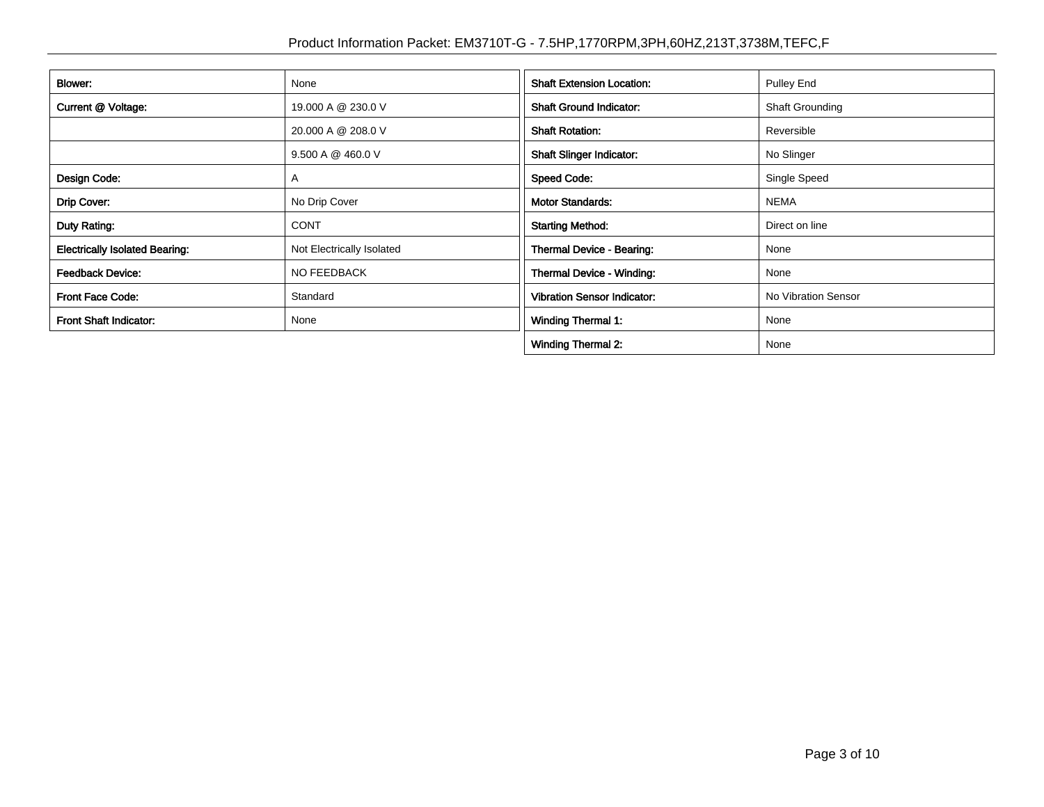| Blower: | None |
|---|---|
| Current @ Voltage: | 19.000 A @ 230.0 V |
| | 20.000 A @ 208.0 V |
| | 9.500 A @ 460.0 V |
| Design Code: | A |
| Drip Cover: | No Drip Cover |
| Duty Rating: | CONT |
| Electrically Isolated Bearing: | Not Electrically Isolated |
| Feedback Device: | NO FEEDBACK |
| Front Face Code: | Standard |
| Front Shaft Indicator: | None |

| Shaft Extension Location: | Pulley End |
|---|---|
| Shaft Ground Indicator: | Shaft Grounding |
| Shaft Rotation: | Reversible |
| Shaft Slinger Indicator: | No Slinger |
| Speed Code: | Single Speed |
| Motor Standards: | NEMA |
| Starting Method: | Direct on line |
| Thermal Device - Bearing: | None |
| Thermal Device - Winding: | None |
| Vibration Sensor Indicator: | No Vibration Sensor |
| Winding Thermal 1: | None |
| Winding Thermal 2: | None |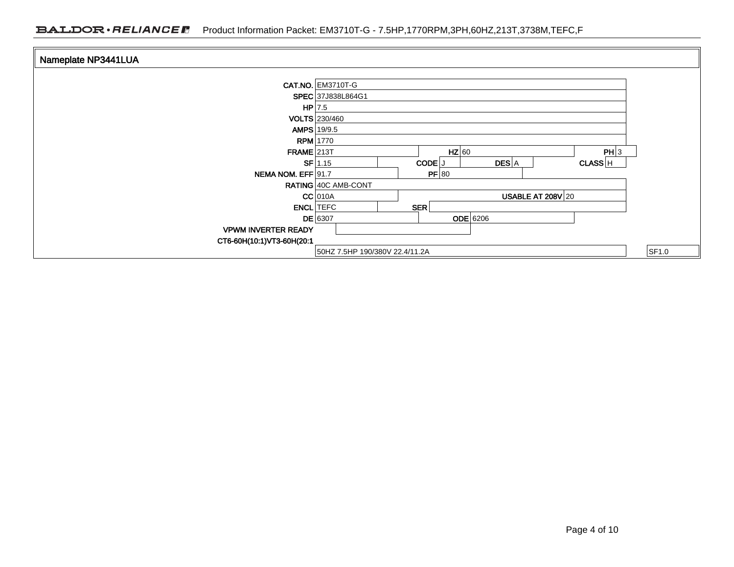## Nameplate NP3441LUA

| Field | Value | Field | Value | Field | Value | Field | Value |
|---|---|---|---|---|---|---|---|
| CAT.NO. | EM3710T-G | | | | | | |
| SPEC | 37J838L864G1 | | | | | | |
| HP | 7.5 | | | | | | |
| VOLTS | 230/460 | | | | | | |
| AMPS | 19/9.5 | | | | | | |
| RPM | 1770 | | | | | | |
| FRAME | 213T | HZ | 60 | | | PH | 3 |
| SF | 1.15 | CODE | J | DES | A | CLASS | H |
| NEMA NOM. EFF | 91.7 | PF | 80 | | | | |
| RATING | 40C AMB-CONT | | | | | | |
| CC | 010A | | | USABLE AT 208V | 20 | | |
| ENCL | TEFC | SER | | | | | |
| DE | 6307 | ODE | 6206 | | | | |
| VPWM INVERTER READY | | | | | | | |
| CT6-60H(10:1)VT3-60H(20:1 | | | | | | | |
| | 50HZ 7.5HP 190/380V 22.4/11.2A | | | | | | SF1.0 |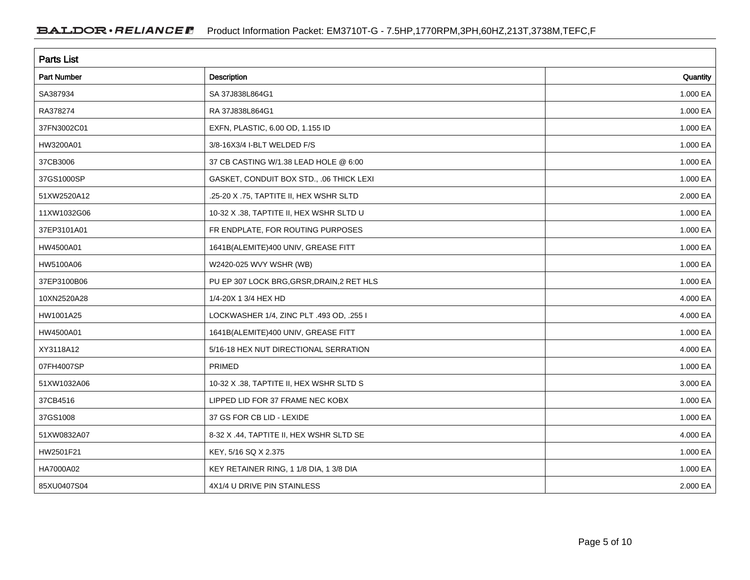## Parts List

| Part Number | Description | Quantity |
|---|---|---|
| SA387934 | SA 37J838L864G1 | 1.000 EA |
| RA378274 | RA 37J838L864G1 | 1.000 EA |
| 37FN3002C01 | EXFN, PLASTIC, 6.00 OD, 1.155 ID | 1.000 EA |
| HW3200A01 | 3/8-16X3/4 I-BLT WELDED F/S | 1.000 EA |
| 37CB3006 | 37 CB CASTING W/1.38 LEAD HOLE @ 6:00 | 1.000 EA |
| 37GS1000SP | GASKET, CONDUIT BOX STD., .06 THICK LEXI | 1.000 EA |
| 51XW2520A12 | .25-20 X .75, TAPTITE II, HEX WSHR SLTD | 2.000 EA |
| 11XW1032G06 | 10-32 X .38, TAPTITE II, HEX WSHR SLTD U | 1.000 EA |
| 37EP3101A01 | FR ENDPLATE, FOR ROUTING PURPOSES | 1.000 EA |
| HW4500A01 | 1641B(ALEMITE)400 UNIV, GREASE FITT | 1.000 EA |
| HW5100A06 | W2420-025 WVY WSHR (WB) | 1.000 EA |
| 37EP3100B06 | PU EP 307 LOCK BRG,GRSR,DRAIN,2 RET HLS | 1.000 EA |
| 10XN2520A28 | 1/4-20X 1 3/4 HEX HD | 4.000 EA |
| HW1001A25 | LOCKWASHER 1/4, ZINC PLT .493 OD, .255 I | 4.000 EA |
| HW4500A01 | 1641B(ALEMITE)400 UNIV, GREASE FITT | 1.000 EA |
| XY3118A12 | 5/16-18 HEX NUT DIRECTIONAL SERRATION | 4.000 EA |
| 07FH4007SP | PRIMED | 1.000 EA |
| 51XW1032A06 | 10-32 X .38, TAPTITE II, HEX WSHR SLTD S | 3.000 EA |
| 37CB4516 | LIPPED LID FOR 37 FRAME NEC KOBX | 1.000 EA |
| 37GS1008 | 37 GS FOR CB LID - LEXIDE | 1.000 EA |
| 51XW0832A07 | 8-32 X .44, TAPTITE II, HEX WSHR SLTD SE | 4.000 EA |
| HW2501F21 | KEY, 5/16 SQ X 2.375 | 1.000 EA |
| HA7000A02 | KEY RETAINER RING, 1 1/8 DIA, 1 3/8 DIA | 1.000 EA |
| 85XU0407S04 | 4X1/4 U DRIVE PIN STAINLESS | 2.000 EA |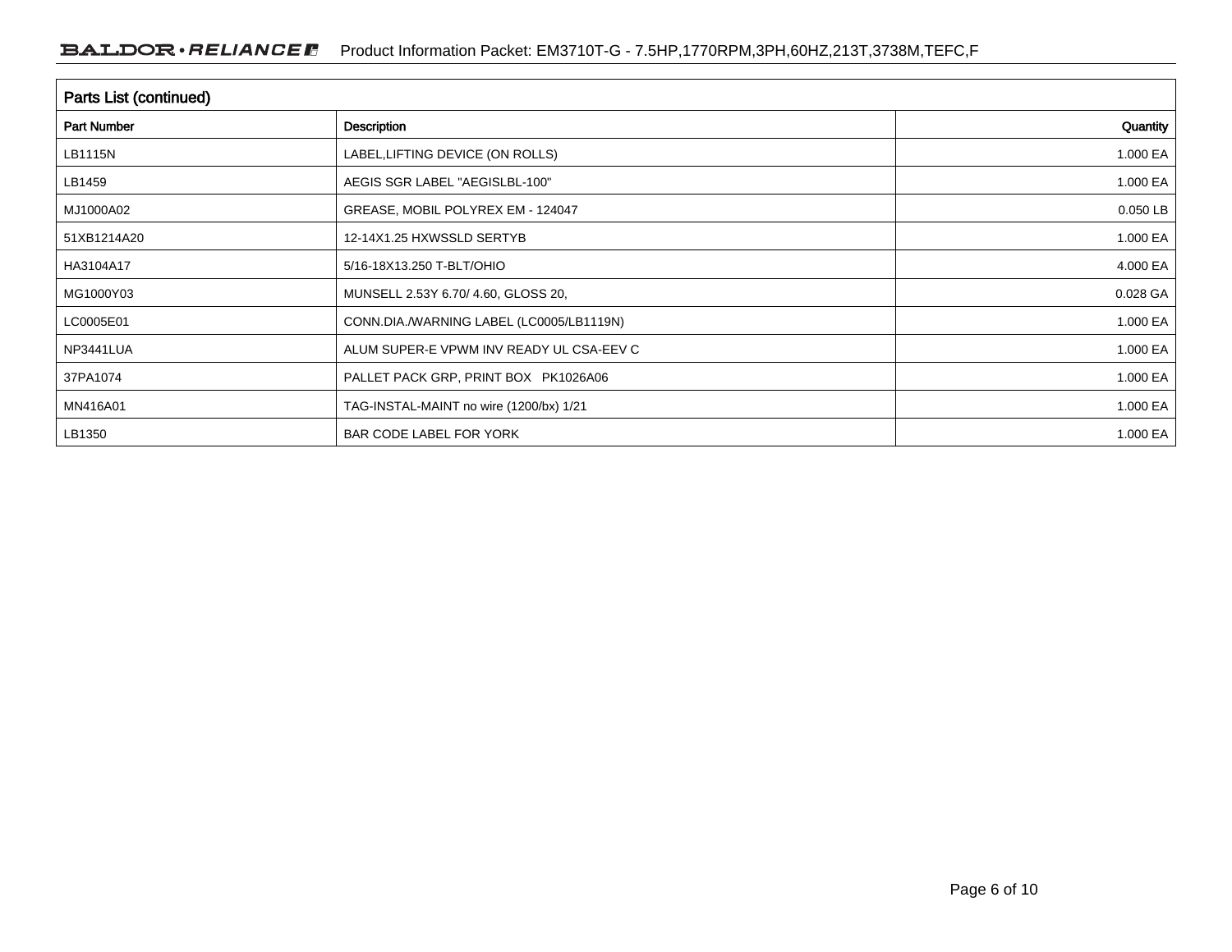## Parts List (continued)

| Part Number | Description | Quantity |
|---|---|---|
| LB1115N | LABEL,LIFTING DEVICE (ON ROLLS) | 1.000 EA |
| LB1459 | AEGIS SGR LABEL "AEGISLBL-100" | 1.000 EA |
| MJ1000A02 | GREASE, MOBIL POLYREX EM - 124047 | 0.050 LB |
| 51XB1214A20 | 12-14X1.25 HXWSSLD SERTYB | 1.000 EA |
| HA3104A17 | 5/16-18X13.250 T-BLT/OHIO | 4.000 EA |
| MG1000Y03 | MUNSELL 2.53Y 6.70/ 4.60, GLOSS 20, | 0.028 GA |
| LC0005E01 | CONN.DIA./WARNING LABEL (LC0005/LB1119N) | 1.000 EA |
| NP3441LUA | ALUM SUPER-E VPWM INV READY UL CSA-EEV C | 1.000 EA |
| 37PA1074 | PALLET PACK GRP, PRINT BOX   PK1026A06 | 1.000 EA |
| MN416A01 | TAG-INSTAL-MAINT no wire (1200/bx) 1/21 | 1.000 EA |
| LB1350 | BAR CODE LABEL FOR YORK | 1.000 EA |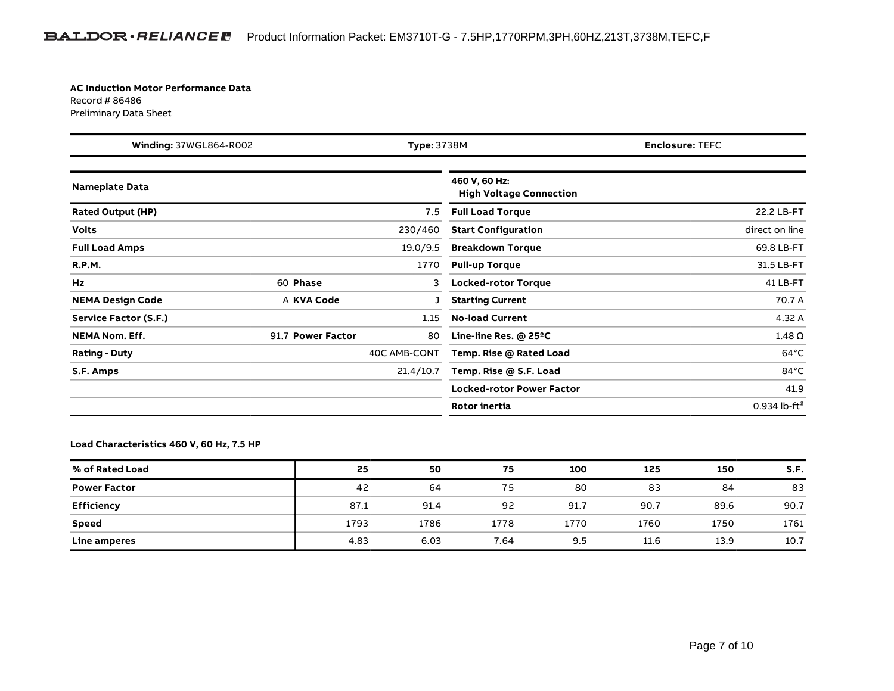**AC Induction Motor Performance Data**
Record # 86486
Preliminary Data Sheet

| **Winding:** 37WGL864-R002 | **Type:** 3738M | **Enclosure:** TEFC |
|---|---|---|

| **Nameplate Data** | | | |
|---|---|---|---|
| **Rated Output (HP)** | | | 7.5 |
| **Volts** | | | 230/460 |
| **Full Load Amps** | | | 19.0/9.5 |
| **R.P.M.** | | | 1770 |
| **Hz** | 60 | **Phase** | 3 |
| **NEMA Design Code** | A | **KVA Code** | J |
| **Service Factor (S.F.)** | | | 1.15 |
| **NEMA Nom. Eff.** | 91.7 | **Power Factor** | 80 |
| **Rating - Duty** | | | 40C AMB-CONT |
| **S.F. Amps** | | | 21.4/10.7 |

| **460 V, 60 Hz: High Voltage Connection** | |
|---|---|
| **Full Load Torque** | 22.2 LB-FT |
| **Start Configuration** | direct on line |
| **Breakdown Torque** | 69.8 LB-FT |
| **Pull-up Torque** | 31.5 LB-FT |
| **Locked-rotor Torque** | 41 LB-FT |
| **Starting Current** | 70.7 A |
| **No-load Current** | 4.32 A |
| **Line-line Res. @ 25ºC** | 1.48 Ω |
| **Temp. Rise @ Rated Load** | 64°C |
| **Temp. Rise @ S.F. Load** | 84°C |
| **Locked-rotor Power Factor** | 41.9 |
| **Rotor inertia** | 0.934 lb-ft² |

**Load Characteristics 460 V, 60 Hz, 7.5 HP**

| **% of Rated Load** | **25** | **50** | **75** | **100** | **125** | **150** | **S.F.** |
|---|---|---|---|---|---|---|---|
| **Power Factor** | 42 | 64 | 75 | 80 | 83 | 84 | 83 |
| **Efficiency** | 87.1 | 91.4 | 92 | 91.7 | 90.7 | 89.6 | 90.7 |
| **Speed** | 1793 | 1786 | 1778 | 1770 | 1760 | 1750 | 1761 |
| **Line amperes** | 4.83 | 6.03 | 7.64 | 9.5 | 11.6 | 13.9 | 10.7 |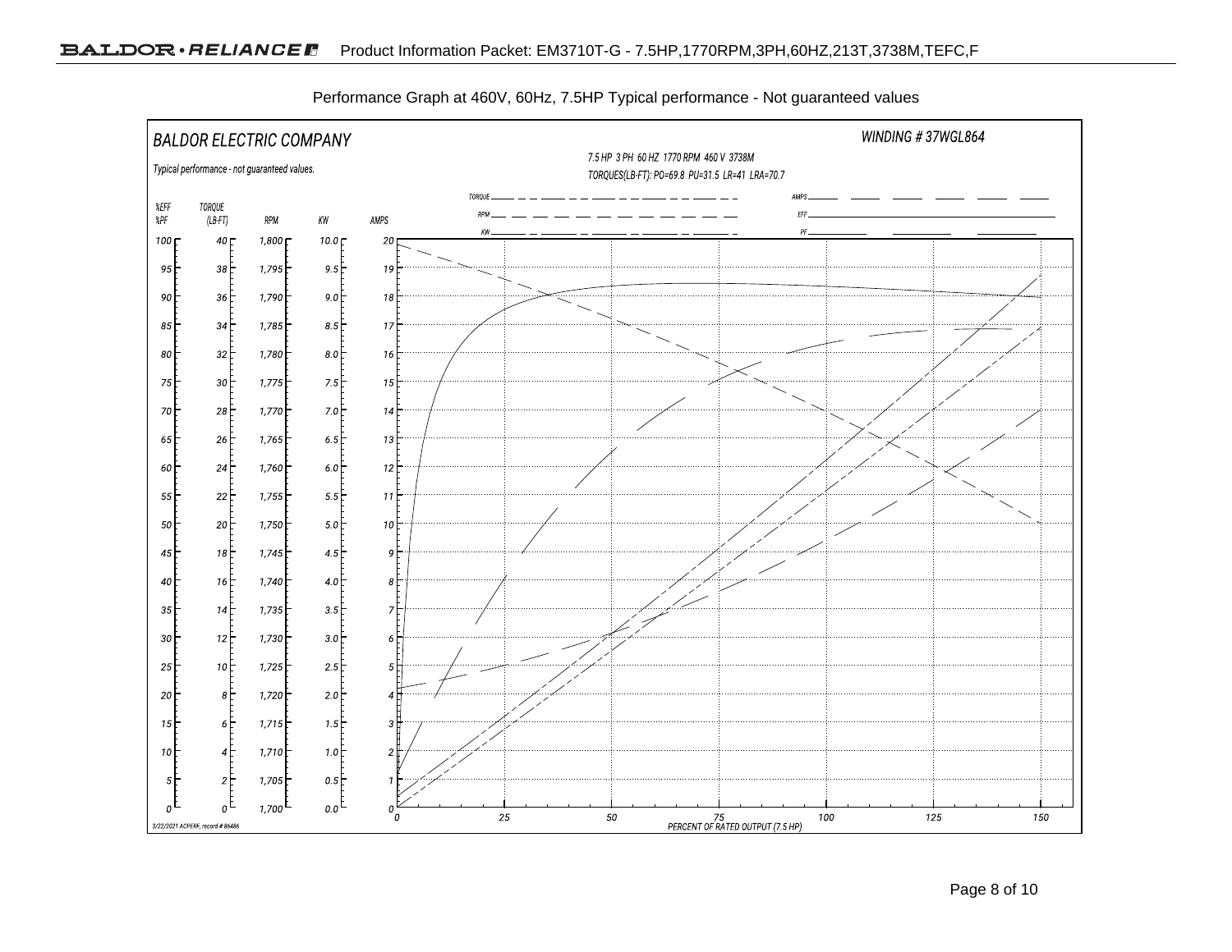Performance Graph at 460V, 60Hz, 7.5HP Typical performance - Not guaranteed values

BALDOR ELECTRIC COMPANY

WINDING # 37WGL864

7.5 HP 3 PH 60 HZ 1770 RPM 460 V 3738M

TORQUES(LB-FT): PO=69.8 PU=31.5 LR=41 LRA=70.7

Typical performance - not guaranteed values.

TORQUE, RPM, KW, AMPS, EFF, PF

| %EFF %PF | TORQUE (LB-FT) | RPM | KW | AMPS |
|---|---|---|---|---|
| 100 | 40 | 1,800 | 10.0 | 20 |
| 95 | 38 | 1,795 | 9.5 | 19 |
| 90 | 36 | 1,790 | 9.0 | 18 |
| 85 | 34 | 1,785 | 8.5 | 17 |
| 80 | 32 | 1,780 | 8.0 | 16 |
| 75 | 30 | 1,775 | 7.5 | 15 |
| 70 | 28 | 1,770 | 7.0 | 14 |
| 65 | 26 | 1,765 | 6.5 | 13 |
| 60 | 24 | 1,760 | 6.0 | 12 |
| 55 | 22 | 1,755 | 5.5 | 11 |
| 50 | 20 | 1,750 | 5.0 | 10 |
| 45 | 18 | 1,745 | 4.5 | 9 |
| 40 | 16 | 1,740 | 4.0 | 8 |
| 35 | 14 | 1,735 | 3.5 | 7 |
| 30 | 12 | 1,730 | 3.0 | 6 |
| 25 | 10 | 1,725 | 2.5 | 5 |
| 20 | 8 | 1,720 | 2.0 | 4 |
| 15 | 6 | 1,715 | 1.5 | 3 |
| 10 | 4 | 1,710 | 1.0 | 2 |
| 5 | 2 | 1,705 | 0.5 | 1 |
| 0 | 0 | 1,700 | 0.0 | 0 |

0 25 50 75 100 125 150

PERCENT OF RATED OUTPUT (7.5 HP)

3/22/2021 ACPERF, record # 86486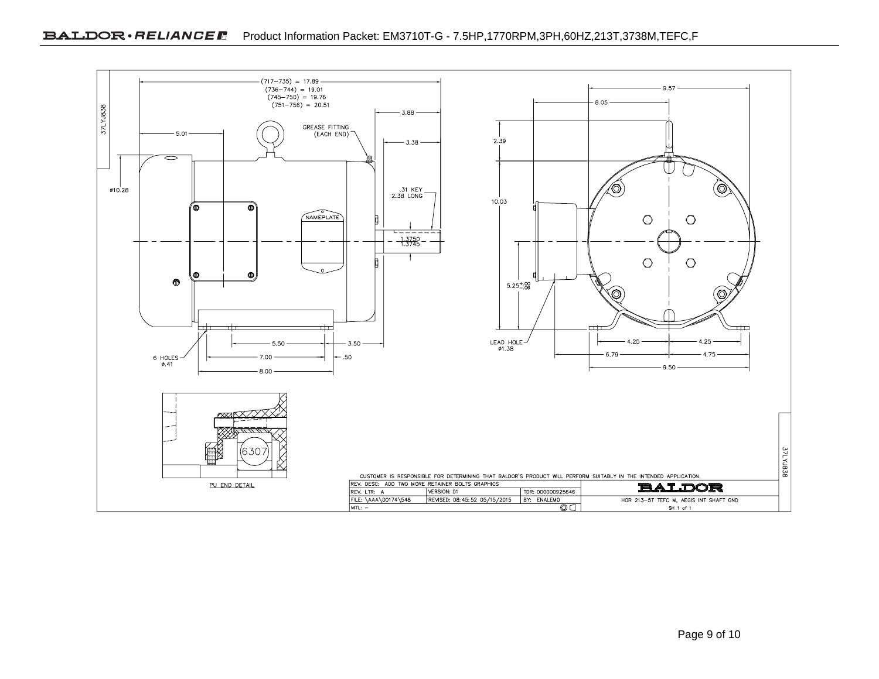37LYJ838

(717–735) = 17.89
(736–744) = 19.01
(745–750) = 19.76
(751–756) = 20.51

3.88

GREASE FITTING (EACH END)

5.01

3.38

ø10.28

.31 KEY
2.38 LONG

NAMEPLATE

1.3750
1.3745

6 HOLES ø.41

5.50

3.50

7.00

.50

8.00

9.57

8.05

2.39

10.03

$5.25^{+.00}_{-.06}$

LEAD HOLE ø1.38

4.25

4.25

6.79

4.75

9.50

6307

PU END DETAIL

CUSTOMER IS RESPONSIBLE FOR DETERMINING THAT BALDOR'S PRODUCT WILL PERFORM SUITABLY IN THE INTENDED APPLICATION.

| REV. DESC: ADD TWO MORE RETAINER BOLTS GRAPHICS | | | BALDOR |
|---|---|---|---|
| REV. LTR: A | VERSION: 01 | TDR: 000000925646 | |
| FILE: \AAA\00174\548 | REVISED: 08:45:52 05/15/2015 | BY: ENALEMO | HOR 213–5T TEFC M, AEGIS INT SHAFT GND |
| MTL: – | | | SH 1 of 1 |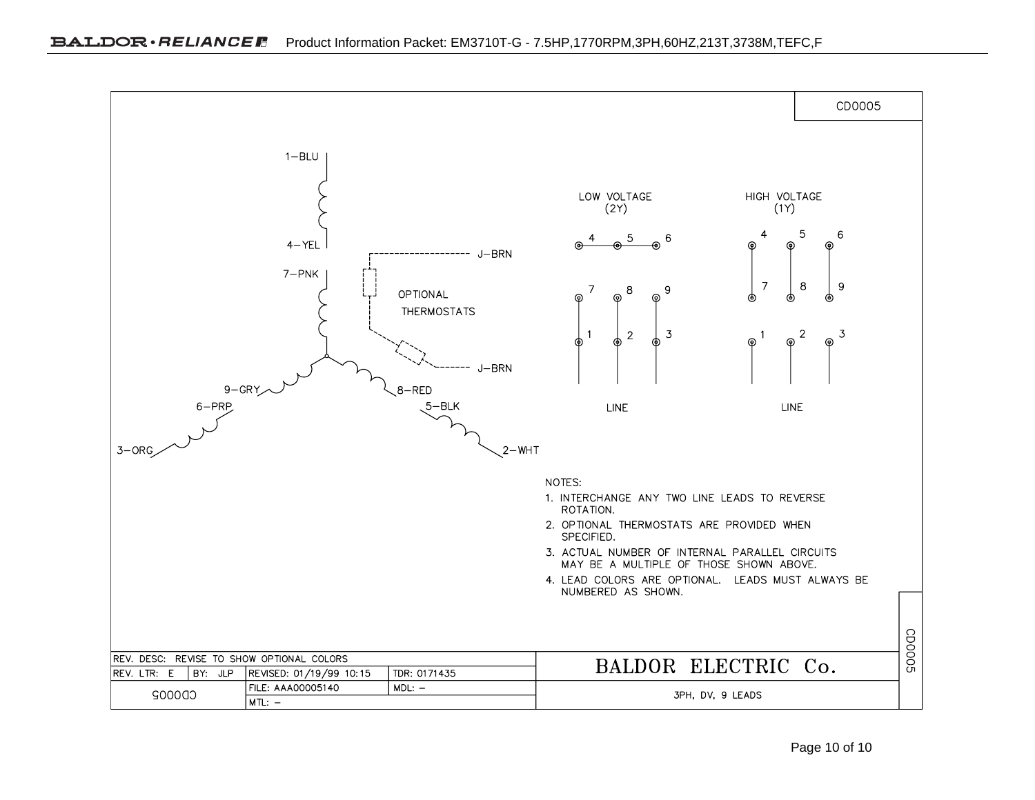CD0005

1–BLU

4–YEL

7–PNK

J–BRN

OPTIONAL THERMOSTATS

J–BRN

9–GRY

8–RED

6–PRP

5–BLK

3–ORG

2–WHT

LOW VOLTAGE (2Y)

4 5 6

7 8 9

1 2 3

LINE

HIGH VOLTAGE (1Y)

4 5 6

7 8 9

1 2 3

LINE

NOTES:

1. INTERCHANGE ANY TWO LINE LEADS TO REVERSE ROTATION.
2. OPTIONAL THERMOSTATS ARE PROVIDED WHEN SPECIFIED.
3. ACTUAL NUMBER OF INTERNAL PARALLEL CIRCUITS MAY BE A MULTIPLE OF THOSE SHOWN ABOVE.
4. LEAD COLORS ARE OPTIONAL. LEADS MUST ALWAYS BE NUMBERED AS SHOWN.

| | | | | |
|---|---|---|---|---|
| REV. DESC: REVISE TO SHOW OPTIONAL COLORS | | | | BALDOR ELECTRIC Co. |
| REV. LTR: E | BY: JLP | REVISED: 01/19/99 10:15 | TDR: 0171435 | |
| CD0005 | | FILE: AAA00005140 | MDL: – | 3PH, DV, 9 LEADS |
| | | MTL: – | | |

CD0005